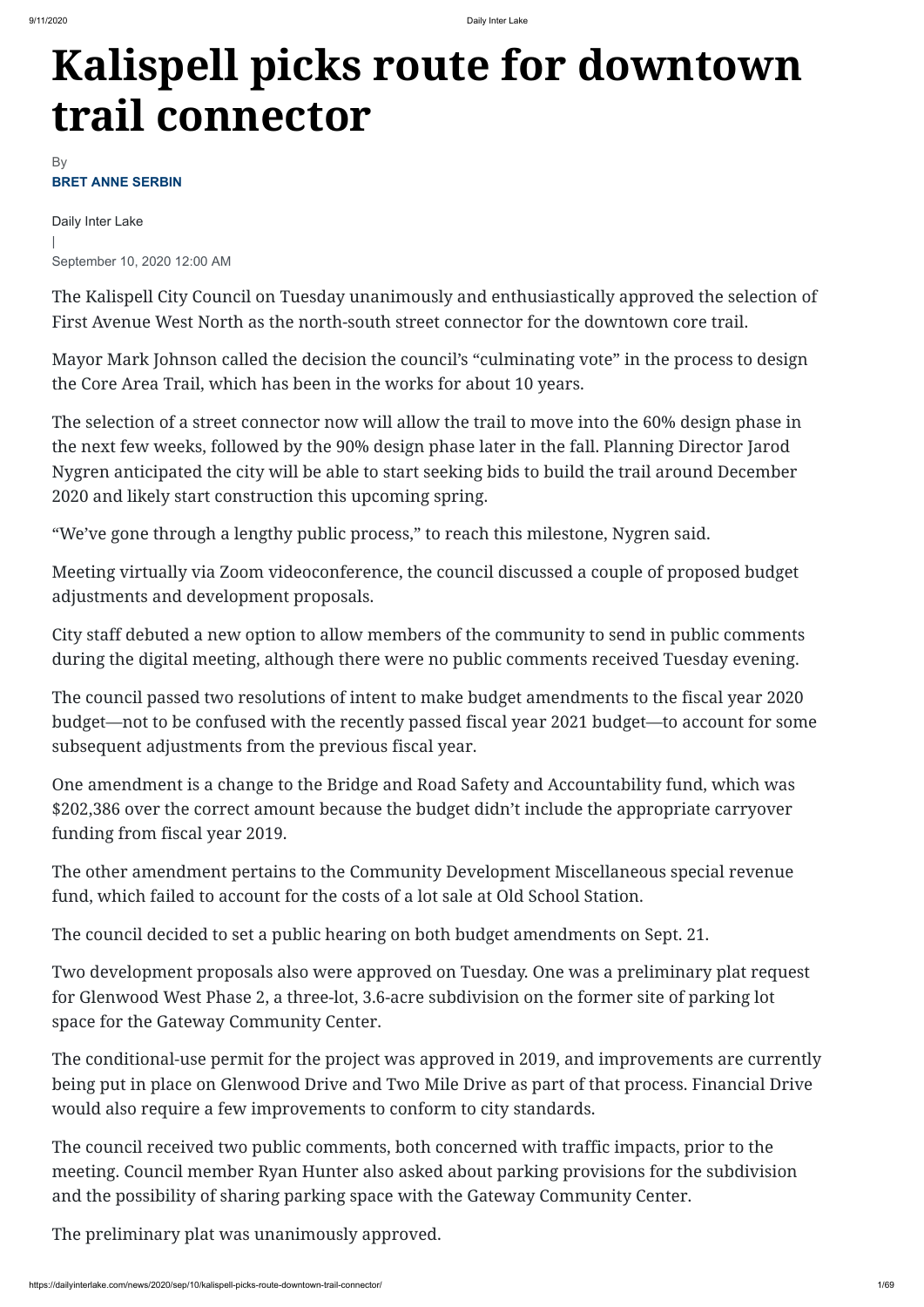# Kalispell picks route for downtown trail connector

By

**BRET ANNE SERBIN**

Daily Inter Lake

|

September 10, 2020 12:00 AM

The Kalispell City Council on Tuesday unanimously and enthusiastically approved the selection of First Avenue West North as the north-south street connector for the downtown core trail.

Mayor Mark Johnson called the decision the council's "culminating vote" in the process to design the Core Area Trail, which has been in the works for about 10 years.

The selection of a street connector now will allow the trail to move into the 60% design phase in the next few weeks, followed by the 90% design phase later in the fall. Planning Director Jarod Nygren anticipated the city will be able to start seeking bids to build the trail around December 2020 and likely start construction this upcoming spring.

"We've gone through a lengthy public process," to reach this milestone, Nygren said.

Meeting virtually via Zoom videoconference, the council discussed a couple of proposed budget adjustments and development proposals.

City staff debuted a new option to allow members of the community to send in public comments during the digital meeting, although there were no public comments received Tuesday evening.

The council passed two resolutions of intent to make budget amendments to the fiscal year 2020 budget—not to be confused with the recently passed fiscal year 2021 budget—to account for some subsequent adjustments from the previous fiscal year.

One amendment is a change to the Bridge and Road Safety and Accountability fund, which was $202,386 over the correct amount because the budget didn't include the appropriate carryover funding from fiscal year 2019.

The other amendment pertains to the Community Development Miscellaneous special revenue fund, which failed to account for the costs of a lot sale at Old School Station.

The council decided to set a public hearing on both budget amendments on Sept. 21.

Two development proposals also were approved on Tuesday. One was a preliminary plat request for Glenwood West Phase 2, a three-lot, 3.6-acre subdivision on the former site of parking lot space for the Gateway Community Center.

The conditional-use permit for the project was approved in 2019, and improvements are currently being put in place on Glenwood Drive and Two Mile Drive as part of that process. Financial Drive would also require a few improvements to conform to city standards.

The council received two public comments, both concerned with traffic impacts, prior to the meeting. Council member Ryan Hunter also asked about parking provisions for the subdivision and the possibility of sharing parking space with the Gateway Community Center.

The preliminary plat was unanimously approved.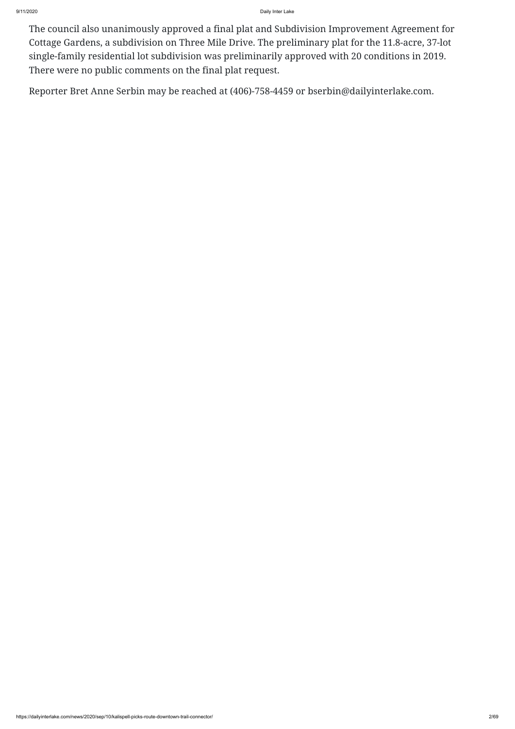The council also unanimously approved a final plat and Subdivision Improvement Agreement for Cottage Gardens, a subdivision on Three Mile Drive. The preliminary plat for the 11.8-acre, 37-lot single-family residential lot subdivision was preliminarily approved with 20 conditions in 2019. There were no public comments on the final plat request.

Reporter Bret Anne Serbin may be reached at (406)-758-4459 or bserbin@dailyinterlake.com.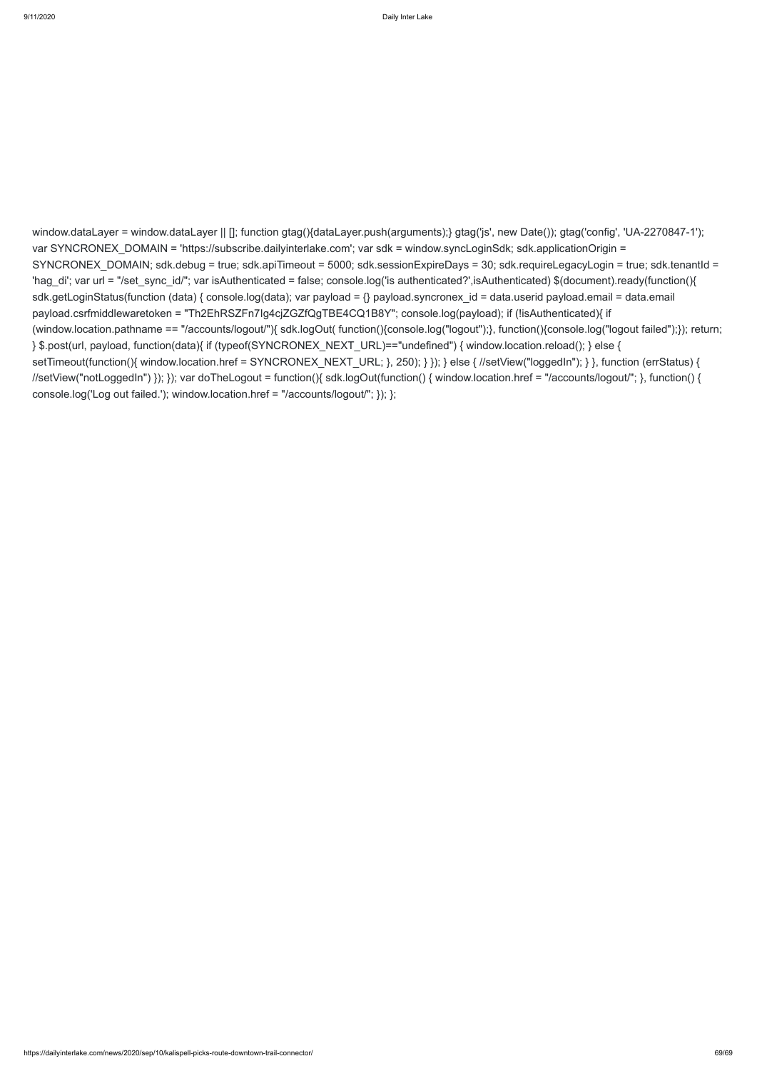```
window.dataLayer = window.dataLayer || []; function gtag(){dataLayer.push(arguments);} gtag('js', new Date()); gtag('config', 'UA-2270847-1'); var SYNCRONEX_DOMAIN = 'https://subscribe.dailyinterlake.com'; var sdk = window.syncLoginSdk; sdk.applicationOrigin = SYNCRONEX_DOMAIN; sdk.debug = true; sdk.apiTimeout = 5000; sdk.sessionExpireDays = 30; sdk.requireLegacyLogin = true; sdk.tenantId = 'hag_di'; var url = "/set_sync_id/"; var isAuthenticated = false; console.log('is authenticated?',isAuthenticated) $(document).ready(function(){ sdk.getLoginStatus(function (data) { console.log(data); var payload = {} payload.syncronex_id = data.userid payload.email = data.email payload.csrfmiddlewaretoken = "Th2EhRSZFn7Ig4cjZGZfQgTBE4CQ1B8Y"; console.log(payload); if (!isAuthenticated){ if (window.location.pathname == "/accounts/logout/"){ sdk.logOut( function(){console.log("logout");}, function(){console.log("logout failed");}); return; } $.post(url, payload, function(data){ if (typeof(SYNCRONEX_NEXT_URL)=="undefined") { window.location.reload(); } else { setTimeout(function(){ window.location.href = SYNCRONEX_NEXT_URL; }, 250); } }); } else { //setView("loggedIn"); } }, function (errStatus) { //setView("notLoggedIn") }); }); var doTheLogout = function(){ sdk.logOut(function() { window.location.href = "/accounts/logout/"; }, function() { console.log('Log out failed.'); window.location.href = "/accounts/logout/"; }); };
```